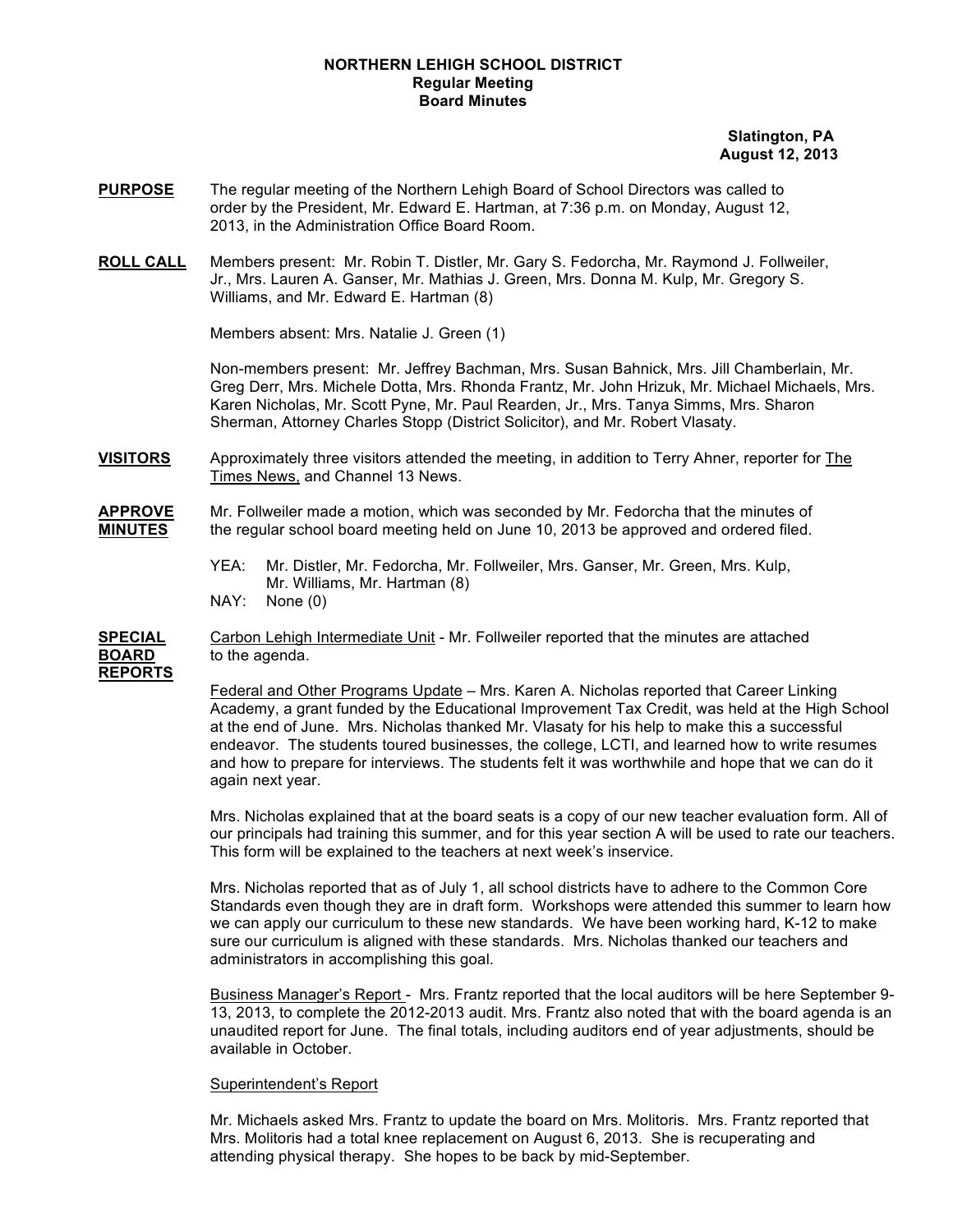# NORTHERN LEHIGH SCHOOL DISTRICT
## Regular Meeting
## Board Minutes

**Slatington, PA**
**August 12, 2013**

**PURPOSE** The regular meeting of the Northern Lehigh Board of School Directors was called to order by the President, Mr. Edward E. Hartman, at 7:36 p.m. on Monday, August 12, 2013, in the Administration Office Board Room.

**ROLL CALL** Members present: Mr. Robin T. Distler, Mr. Gary S. Fedorcha, Mr. Raymond J. Follweiler, Jr., Mrs. Lauren A. Ganser, Mr. Mathias J. Green, Mrs. Donna M. Kulp, Mr. Gregory S. Williams, and Mr. Edward E. Hartman (8)

Members absent: Mrs. Natalie J. Green (1)

Non-members present: Mr. Jeffrey Bachman, Mrs. Susan Bahnick, Mrs. Jill Chamberlain, Mr. Greg Derr, Mrs. Michele Dotta, Mrs. Rhonda Frantz, Mr. John Hrizuk, Mr. Michael Michaels, Mrs. Karen Nicholas, Mr. Scott Pyne, Mr. Paul Rearden, Jr., Mrs. Tanya Simms, Mrs. Sharon Sherman, Attorney Charles Stopp (District Solicitor), and Mr. Robert Vlasaty.

**VISITORS** Approximately three visitors attended the meeting, in addition to Terry Ahner, reporter for The Times News, and Channel 13 News.

**APPROVE MINUTES** Mr. Follweiler made a motion, which was seconded by Mr. Fedorcha that the minutes of the regular school board meeting held on June 10, 2013 be approved and ordered filed.

YEA: Mr. Distler, Mr. Fedorcha, Mr. Follweiler, Mrs. Ganser, Mr. Green, Mrs. Kulp, Mr. Williams, Mr. Hartman (8)
NAY: None (0)

**SPECIAL BOARD REPORTS** Carbon Lehigh Intermediate Unit - Mr. Follweiler reported that the minutes are attached to the agenda.

Federal and Other Programs Update – Mrs. Karen A. Nicholas reported that Career Linking Academy, a grant funded by the Educational Improvement Tax Credit, was held at the High School at the end of June. Mrs. Nicholas thanked Mr. Vlasaty for his help to make this a successful endeavor. The students toured businesses, the college, LCTI, and learned how to write resumes and how to prepare for interviews. The students felt it was worthwhile and hope that we can do it again next year.

Mrs. Nicholas explained that at the board seats is a copy of our new teacher evaluation form. All of our principals had training this summer, and for this year section A will be used to rate our teachers. This form will be explained to the teachers at next week's inservice.

Mrs. Nicholas reported that as of July 1, all school districts have to adhere to the Common Core Standards even though they are in draft form. Workshops were attended this summer to learn how we can apply our curriculum to these new standards. We have been working hard, K-12 to make sure our curriculum is aligned with these standards. Mrs. Nicholas thanked our teachers and administrators in accomplishing this goal.

Business Manager's Report - Mrs. Frantz reported that the local auditors will be here September 9-13, 2013, to complete the 2012-2013 audit. Mrs. Frantz also noted that with the board agenda is an unaudited report for June. The final totals, including auditors end of year adjustments, should be available in October.

Superintendent's Report

Mr. Michaels asked Mrs. Frantz to update the board on Mrs. Molitoris. Mrs. Frantz reported that Mrs. Molitoris had a total knee replacement on August 6, 2013. She is recuperating and attending physical therapy. She hopes to be back by mid-September.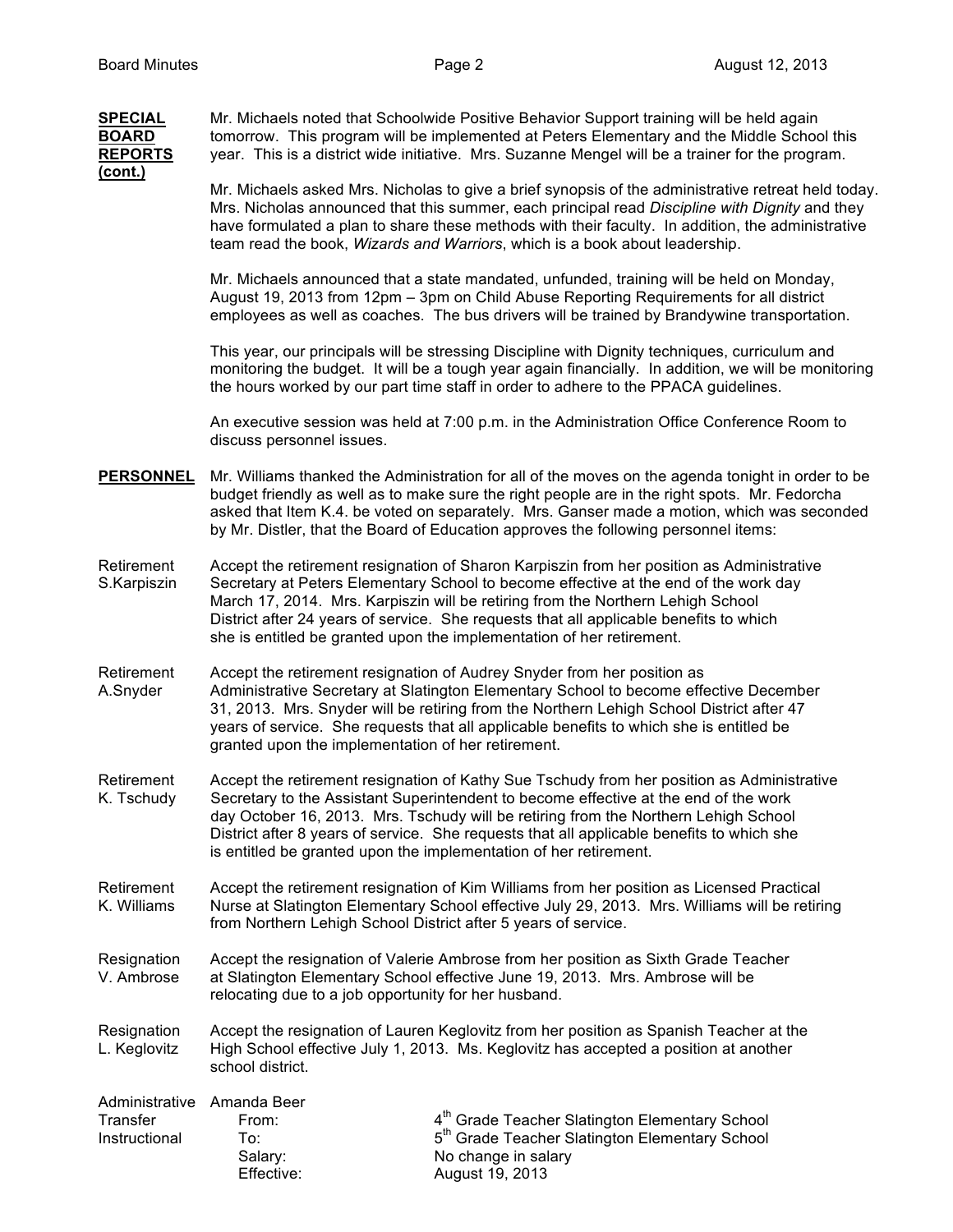**SPECIAL BOARD REPORTS (cont.)**

Mr. Michaels noted that Schoolwide Positive Behavior Support training will be held again tomorrow. This program will be implemented at Peters Elementary and the Middle School this year. This is a district wide initiative. Mrs. Suzanne Mengel will be a trainer for the program.

Mr. Michaels asked Mrs. Nicholas to give a brief synopsis of the administrative retreat held today. Mrs. Nicholas announced that this summer, each principal read *Discipline with Dignity* and they have formulated a plan to share these methods with their faculty. In addition, the administrative team read the book, *Wizards and Warriors*, which is a book about leadership.

Mr. Michaels announced that a state mandated, unfunded, training will be held on Monday, August 19, 2013 from 12pm – 3pm on Child Abuse Reporting Requirements for all district employees as well as coaches. The bus drivers will be trained by Brandywine transportation.

This year, our principals will be stressing Discipline with Dignity techniques, curriculum and monitoring the budget. It will be a tough year again financially. In addition, we will be monitoring the hours worked by our part time staff in order to adhere to the PPACA guidelines.

An executive session was held at 7:00 p.m. in the Administration Office Conference Room to discuss personnel issues.

**PERSONNEL**

Mr. Williams thanked the Administration for all of the moves on the agenda tonight in order to be budget friendly as well as to make sure the right people are in the right spots. Mr. Fedorcha asked that Item K.4. be voted on separately. Mrs. Ganser made a motion, which was seconded by Mr. Distler, that the Board of Education approves the following personnel items:

Retirement S.Karpiszin

Accept the retirement resignation of Sharon Karpiszin from her position as Administrative Secretary at Peters Elementary School to become effective at the end of the work day March 17, 2014. Mrs. Karpiszin will be retiring from the Northern Lehigh School District after 24 years of service. She requests that all applicable benefits to which she is entitled be granted upon the implementation of her retirement.

Retirement A.Snyder

Accept the retirement resignation of Audrey Snyder from her position as Administrative Secretary at Slatington Elementary School to become effective December 31, 2013. Mrs. Snyder will be retiring from the Northern Lehigh School District after 47 years of service. She requests that all applicable benefits to which she is entitled be granted upon the implementation of her retirement.

Retirement K. Tschudy

Accept the retirement resignation of Kathy Sue Tschudy from her position as Administrative Secretary to the Assistant Superintendent to become effective at the end of the work day October 16, 2013. Mrs. Tschudy will be retiring from the Northern Lehigh School District after 8 years of service. She requests that all applicable benefits to which she is entitled be granted upon the implementation of her retirement.

Retirement K. Williams

Accept the retirement resignation of Kim Williams from her position as Licensed Practical Nurse at Slatington Elementary School effective July 29, 2013. Mrs. Williams will be retiring from Northern Lehigh School District after 5 years of service.

Resignation V. Ambrose

Accept the resignation of Valerie Ambrose from her position as Sixth Grade Teacher at Slatington Elementary School effective June 19, 2013. Mrs. Ambrose will be relocating due to a job opportunity for her husband.

Resignation L. Keglovitz

Accept the resignation of Lauren Keglovitz from her position as Spanish Teacher at the High School effective July 1, 2013. Ms. Keglovitz has accepted a position at another school district.

Administrative Transfer Instructional

Amanda Beer

From: 4th Grade Teacher Slatington Elementary School
To: 5th Grade Teacher Slatington Elementary School
Salary: No change in salary
Effective: August 19, 2013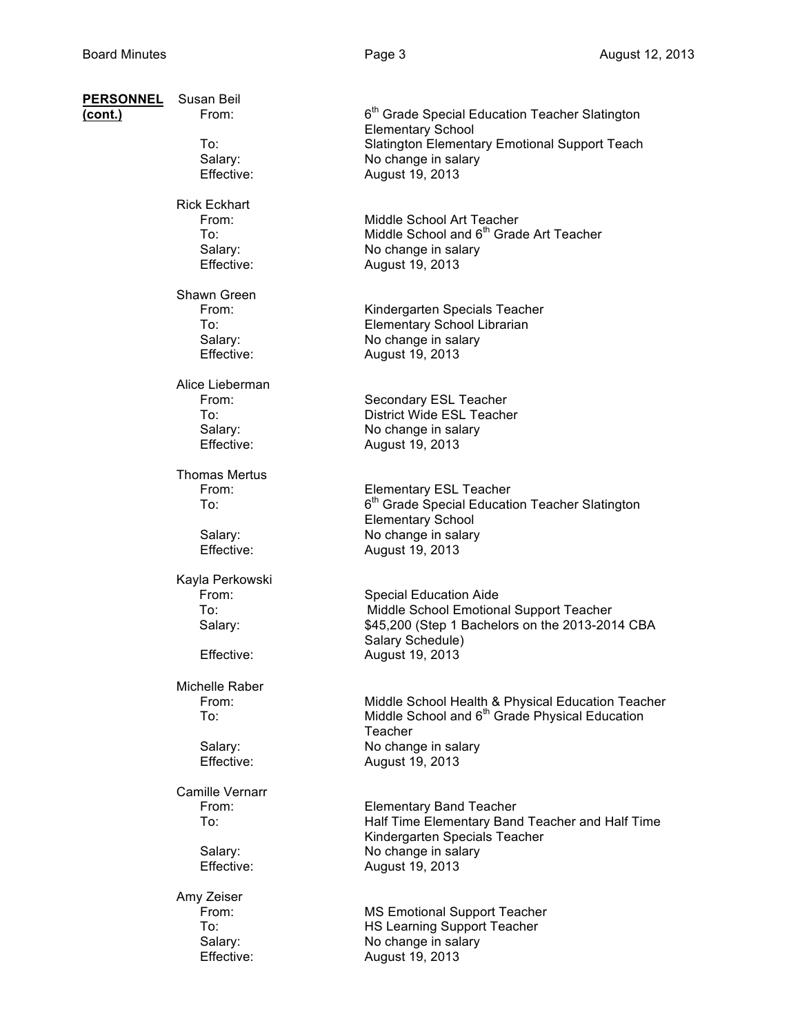**PERSONNEL (cont.)**

Susan Beil
- From: 6th Grade Special Education Teacher Slatington Elementary School
- To: Slatington Elementary Emotional Support Teach
- Salary: No change in salary
- Effective: August 19, 2013

Rick Eckhart
- From: Middle School Art Teacher
- To: Middle School and 6th Grade Art Teacher
- Salary: No change in salary
- Effective: August 19, 2013

Shawn Green
- From: Kindergarten Specials Teacher
- To: Elementary School Librarian
- Salary: No change in salary
- Effective: August 19, 2013

Alice Lieberman
- From: Secondary ESL Teacher
- To: District Wide ESL Teacher
- Salary: No change in salary
- Effective: August 19, 2013

Thomas Mertus
- From: Elementary ESL Teacher
- To: 6th Grade Special Education Teacher Slatington Elementary School
- Salary: No change in salary
- Effective: August 19, 2013

Kayla Perkowski
- From: Special Education Aide
- To: Middle School Emotional Support Teacher
- Salary: $45,200 (Step 1 Bachelors on the 2013-2014 CBA Salary Schedule)
- Effective: August 19, 2013

Michelle Raber
- From: Middle School Health & Physical Education Teacher
- To: Middle School and 6th Grade Physical Education Teacher
- Salary: No change in salary
- Effective: August 19, 2013

Camille Vernarr
- From: Elementary Band Teacher
- To: Half Time Elementary Band Teacher and Half Time Kindergarten Specials Teacher
- Salary: No change in salary
- Effective: August 19, 2013

Amy Zeiser
- From: MS Emotional Support Teacher
- To: HS Learning Support Teacher
- Salary: No change in salary
- Effective: August 19, 2013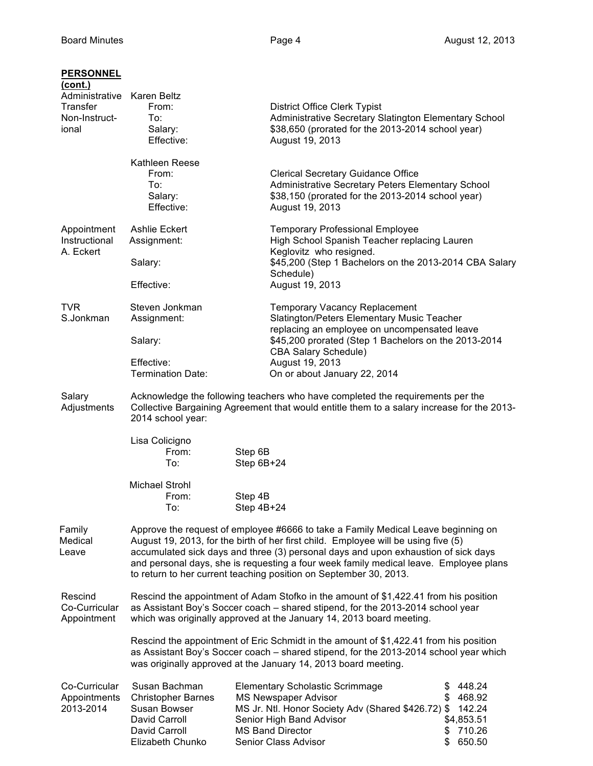**PERSONNEL (cont.)**

**Administrative Transfer Non-Instructional**

Karen Beltz
- From: District Office Clerk Typist
- To: Administrative Secretary Slatington Elementary School
- Salary: $38,650 (prorated for the 2013-2014 school year)
- Effective: August 19, 2013

Kathleen Reese
- From: Clerical Secretary Guidance Office
- To: Administrative Secretary Peters Elementary School
- Salary: $38,150 (prorated for the 2013-2014 school year)
- Effective: August 19, 2013

**Appointment Instructional A. Eckert**

Ashlie Eckert — Temporary Professional Employee
- Assignment: High School Spanish Teacher replacing Lauren Keglovitz who resigned.
- Salary: $45,200 (Step 1 Bachelors on the 2013-2014 CBA Salary Schedule)
- Effective: August 19, 2013

**TVR S.Jonkman**

Steven Jonkman — Temporary Vacancy Replacement
- Assignment: Slatington/Peters Elementary Music Teacher replacing an employee on uncompensated leave
- Salary: $45,200 prorated (Step 1 Bachelors on the 2013-2014 CBA Salary Schedule)
- Effective: August 19, 2013
- Termination Date: On or about January 22, 2014

**Salary Adjustments**

Acknowledge the following teachers who have completed the requirements per the Collective Bargaining Agreement that would entitle them to a salary increase for the 2013-2014 school year:

Lisa Colicigno
- From: Step 6B
- To: Step 6B+24

Michael Strohl
- From: Step 4B
- To: Step 4B+24

**Family Medical Leave**

Approve the request of employee #6666 to take a Family Medical Leave beginning on August 19, 2013, for the birth of her first child. Employee will be using five (5) accumulated sick days and three (3) personal days and upon exhaustion of sick days and personal days, she is requesting a four week family medical leave. Employee plans to return to her current teaching position on September 30, 2013.

**Rescind Co-Curricular Appointment**

Rescind the appointment of Adam Stofko in the amount of $1,422.41 from his position as Assistant Boy's Soccer coach – shared stipend, for the 2013-2014 school year which was originally approved at the January 14, 2013 board meeting.

Rescind the appointment of Eric Schmidt in the amount of $1,422.41 from his position as Assistant Boy's Soccer coach – shared stipend, for the 2013-2014 school year which was originally approved at the January 14, 2013 board meeting.

**Co-Curricular Appointments 2013-2014**

| Name | Position | Amount |
|---|---|---|
| Susan Bachman | Elementary Scholastic Scrimmage | $ 448.24 |
| Christopher Barnes | MS Newspaper Advisor | $ 468.92 |
| Susan Bowser | MS Jr. Ntl. Honor Society Adv (Shared $426.72) | $ 142.24 |
| David Carroll | Senior High Band Advisor | $4,853.51 |
| David Carroll | MS Band Director | $ 710.26 |
| Elizabeth Chunko | Senior Class Advisor | $ 650.50 |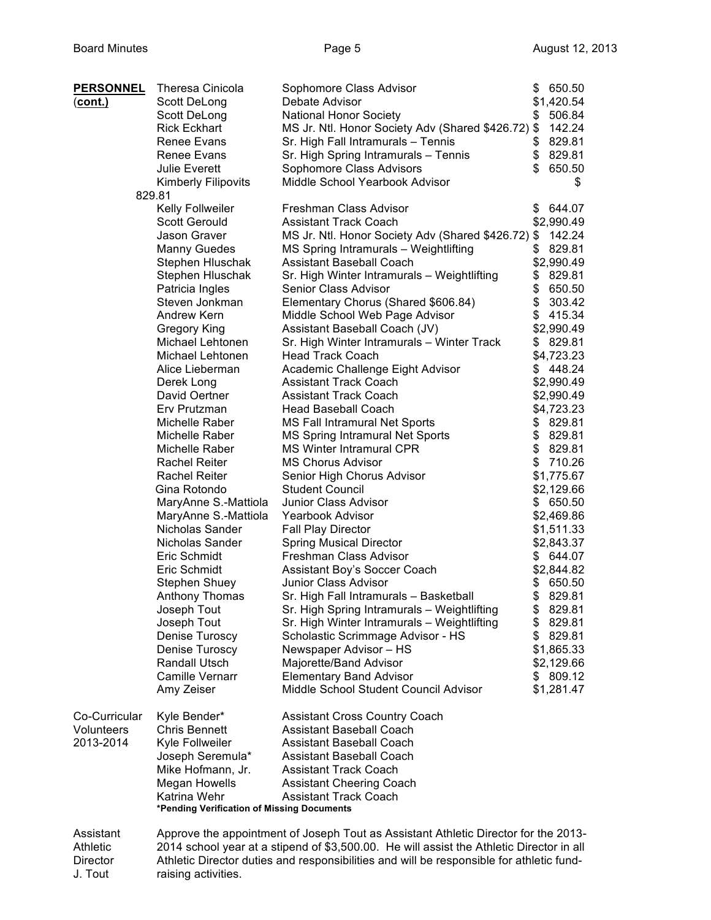**PERSONNEL (cont.)**

| Name | Position | Stipend |
|---|---|---|
| Theresa Cinicola | Sophomore Class Advisor | $ 650.50 |
| Scott DeLong | Debate Advisor | $1,420.54 |
| Scott DeLong | National Honor Society | $ 506.84 |
| Rick Eckhart | MS Jr. Ntl. Honor Society Adv (Shared $426.72) | $ 142.24 |
| Renee Evans | Sr. High Fall Intramurals – Tennis | $ 829.81 |
| Renee Evans | Sr. High Spring Intramurals – Tennis | $ 829.81 |
| Julie Everett | Sophomore Class Advisors | $ 650.50 |
| Kimberly Filipovits | Middle School Yearbook Advisor | $ 829.81 |
| Kelly Follweiler | Freshman Class Advisor | $ 644.07 |
| Scott Gerould | Assistant Track Coach | $2,990.49 |
| Jason Graver | MS Jr. Ntl. Honor Society Adv (Shared $426.72) | $ 142.24 |
| Manny Guedes | MS Spring Intramurals – Weightlifting | $ 829.81 |
| Stephen Hluschak | Assistant Baseball Coach | $2,990.49 |
| Stephen Hluschak | Sr. High Winter Intramurals – Weightlifting | $ 829.81 |
| Patricia Ingles | Senior Class Advisor | $ 650.50 |
| Steven Jonkman | Elementary Chorus (Shared $606.84) | $ 303.42 |
| Andrew Kern | Middle School Web Page Advisor | $ 415.34 |
| Gregory King | Assistant Baseball Coach (JV) | $2,990.49 |
| Michael Lehtonen | Sr. High Winter Intramurals – Winter Track | $ 829.81 |
| Michael Lehtonen | Head Track Coach | $4,723.23 |
| Alice Lieberman | Academic Challenge Eight Advisor | $ 448.24 |
| Derek Long | Assistant Track Coach | $2,990.49 |
| David Oertner | Assistant Track Coach | $2,990.49 |
| Erv Prutzman | Head Baseball Coach | $4,723.23 |
| Michelle Raber | MS Fall Intramural Net Sports | $ 829.81 |
| Michelle Raber | MS Spring Intramural Net Sports | $ 829.81 |
| Michelle Raber | MS Winter Intramural CPR | $ 829.81 |
| Rachel Reiter | MS Chorus Advisor | $ 710.26 |
| Rachel Reiter | Senior High Chorus Advisor | $1,775.67 |
| Gina Rotondo | Student Council | $2,129.66 |
| MaryAnne S.-Mattiola | Junior Class Advisor | $ 650.50 |
| MaryAnne S.-Mattiola | Yearbook Advisor | $2,469.86 |
| Nicholas Sander | Fall Play Director | $1,511.33 |
| Nicholas Sander | Spring Musical Director | $2,843.37 |
| Eric Schmidt | Freshman Class Advisor | $ 644.07 |
| Eric Schmidt | Assistant Boy's Soccer Coach | $2,844.82 |
| Stephen Shuey | Junior Class Advisor | $ 650.50 |
| Anthony Thomas | Sr. High Fall Intramurals – Basketball | $ 829.81 |
| Joseph Tout | Sr. High Spring Intramurals – Weightlifting | $ 829.81 |
| Joseph Tout | Sr. High Winter Intramurals – Weightlifting | $ 829.81 |
| Denise Turoscy | Scholastic Scrimmage Advisor - HS | $ 829.81 |
| Denise Turoscy | Newspaper Advisor – HS | $1,865.33 |
| Randall Utsch | Majorette/Band Advisor | $2,129.66 |
| Camille Vernarr | Elementary Band Advisor | $ 809.12 |
| Amy Zeiser | Middle School Student Council Advisor | $1,281.47 |

**Co-Curricular Volunteers 2013-2014**

| Name | Position |
|---|---|
| Kyle Bender* | Assistant Cross Country Coach |
| Chris Bennett | Assistant Baseball Coach |
| Kyle Follweiler | Assistant Baseball Coach |
| Joseph Seremula* | Assistant Baseball Coach |
| Mike Hofmann, Jr. | Assistant Track Coach |
| Megan Howells | Assistant Cheering Coach |
| Katrina Wehr | Assistant Track Coach |

**\*Pending Verification of Missing Documents**

**Assistant Athletic Director J. Tout**

Approve the appointment of Joseph Tout as Assistant Athletic Director for the 2013-2014 school year at a stipend of $3,500.00. He will assist the Athletic Director in all Athletic Director duties and responsibilities and will be responsible for athletic fund-raising activities.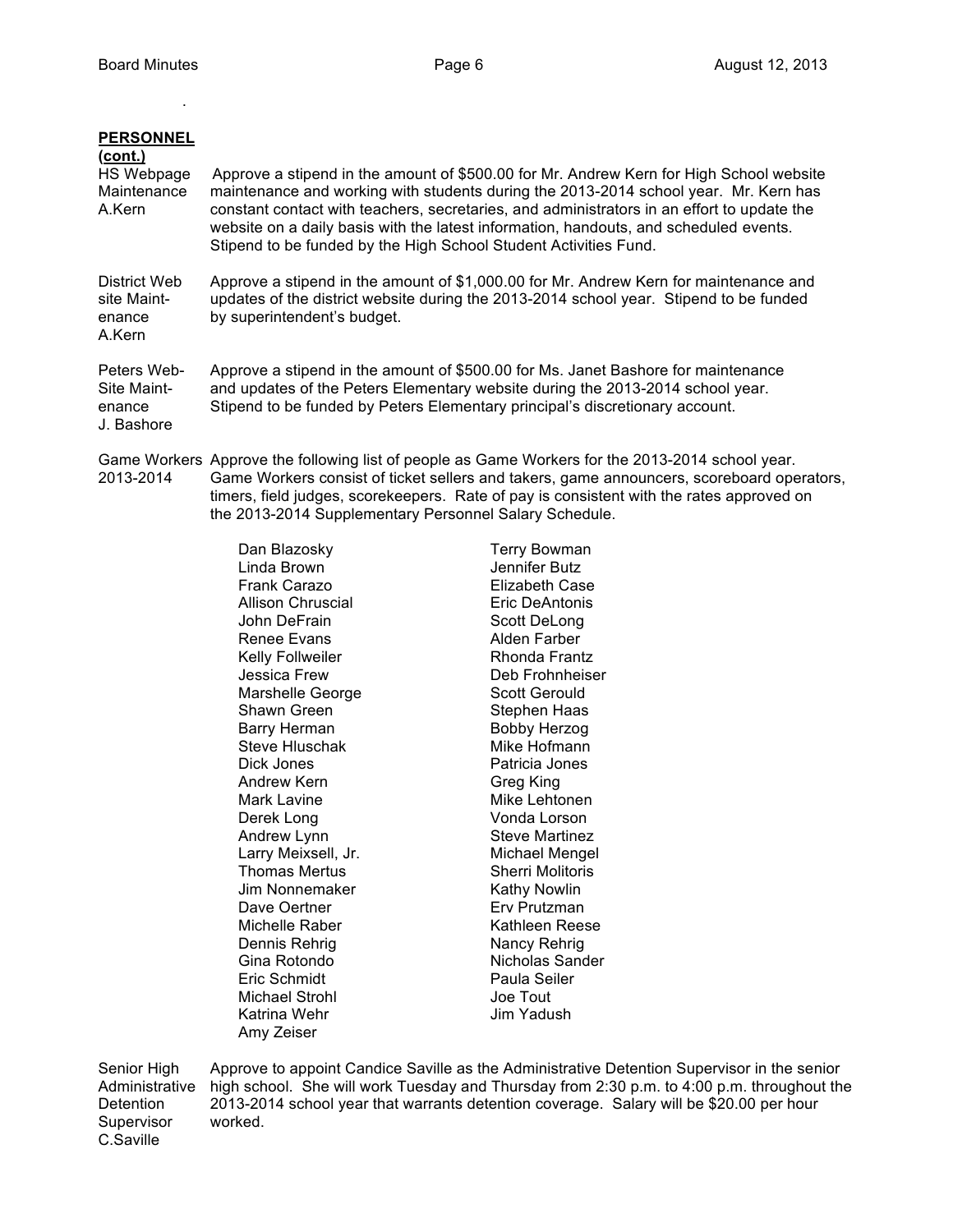**PERSONNEL (cont.)**

**HS Webpage Maintenance A.Kern**

Approve a stipend in the amount of $500.00 for Mr. Andrew Kern for High School website maintenance and working with students during the 2013-2014 school year. Mr. Kern has constant contact with teachers, secretaries, and administrators in an effort to update the website on a daily basis with the latest information, handouts, and scheduled events. Stipend to be funded by the High School Student Activities Fund.

**District Web site Maintenance A.Kern**

Approve a stipend in the amount of $1,000.00 for Mr. Andrew Kern for maintenance and updates of the district website during the 2013-2014 school year. Stipend to be funded by superintendent's budget.

**Peters Web-Site Maintenance J. Bashore**

Approve a stipend in the amount of $500.00 for Ms. Janet Bashore for maintenance and updates of the Peters Elementary website during the 2013-2014 school year. Stipend to be funded by Peters Elementary principal's discretionary account.

**Game Workers 2013-2014**

Approve the following list of people as Game Workers for the 2013-2014 school year. Game Workers consist of ticket sellers and takers, game announcers, scoreboard operators, timers, field judges, scorekeepers. Rate of pay is consistent with the rates approved on the 2013-2014 Supplementary Personnel Salary Schedule.

| | |
|---|---|
| Dan Blazosky | Terry Bowman |
| Linda Brown | Jennifer Butz |
| Frank Carazo | Elizabeth Case |
| Allison Chruscial | Eric DeAntonis |
| John DeFrain | Scott DeLong |
| Renee Evans | Alden Farber |
| Kelly Follweiler | Rhonda Frantz |
| Jessica Frew | Deb Frohnheiser |
| Marshelle George | Scott Gerould |
| Shawn Green | Stephen Haas |
| Barry Herman | Bobby Herzog |
| Steve Hluschak | Mike Hofmann |
| Dick Jones | Patricia Jones |
| Andrew Kern | Greg King |
| Mark Lavine | Mike Lehtonen |
| Derek Long | Vonda Lorson |
| Andrew Lynn | Steve Martinez |
| Larry Meixsell, Jr. | Michael Mengel |
| Thomas Mertus | Sherri Molitoris |
| Jim Nonnemaker | Kathy Nowlin |
| Dave Oertner | Erv Prutzman |
| Michelle Raber | Kathleen Reese |
| Dennis Rehrig | Nancy Rehrig |
| Gina Rotondo | Nicholas Sander |
| Eric Schmidt | Paula Seiler |
| Michael Strohl | Joe Tout |
| Katrina Wehr | Jim Yadush |
| Amy Zeiser | |

**Senior High Administrative Detention Supervisor C.Saville**

Approve to appoint Candice Saville as the Administrative Detention Supervisor in the senior high school. She will work Tuesday and Thursday from 2:30 p.m. to 4:00 p.m. throughout the 2013-2014 school year that warrants detention coverage. Salary will be $20.00 per hour worked.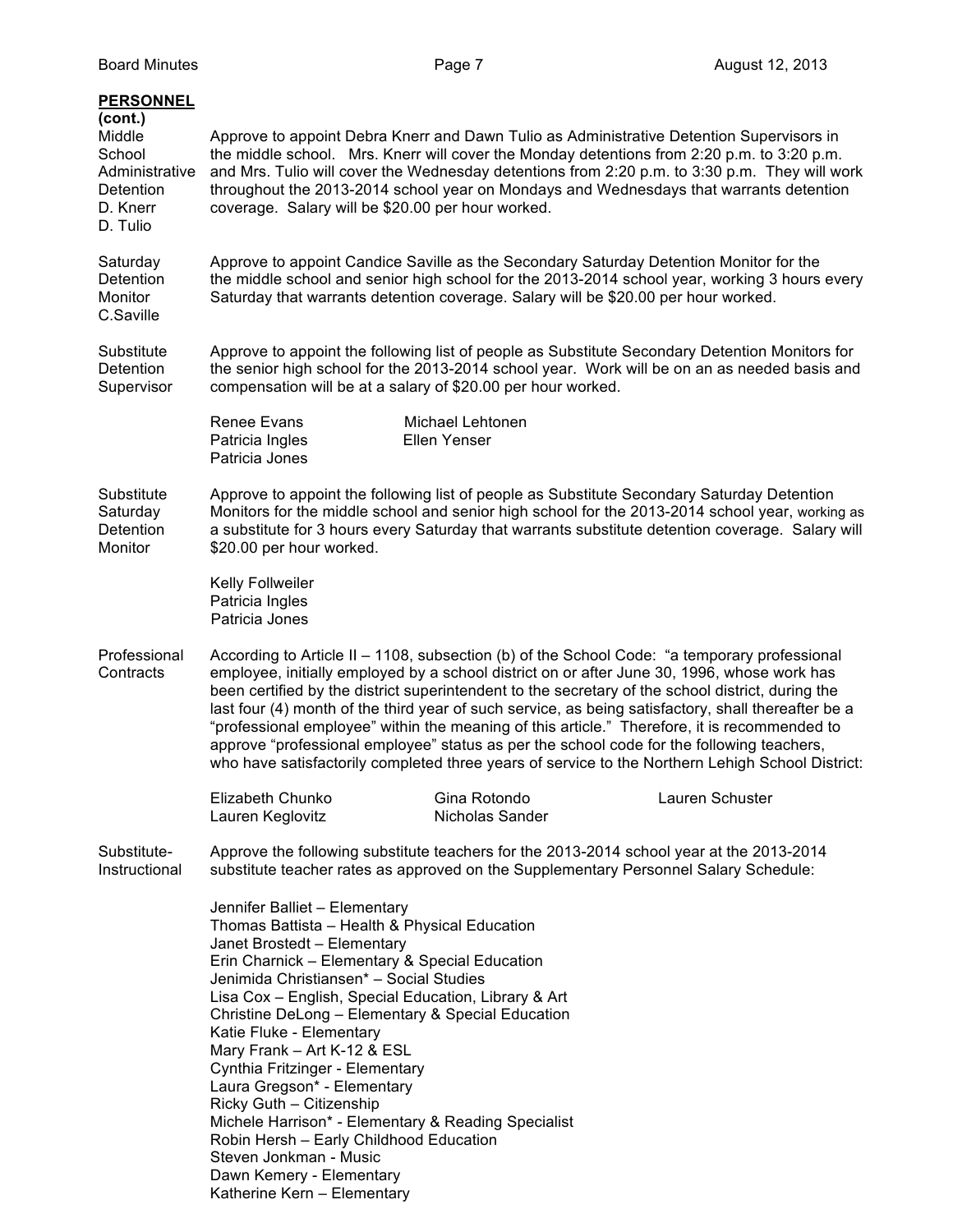**PERSONNEL (cont.)**

**Middle School Administrative Detention D. Knerr D. Tulio**

Approve to appoint Debra Knerr and Dawn Tulio as Administrative Detention Supervisors in the middle school. Mrs. Knerr will cover the Monday detentions from 2:20 p.m. to 3:20 p.m. and Mrs. Tulio will cover the Wednesday detentions from 2:20 p.m. to 3:30 p.m. They will work throughout the 2013-2014 school year on Mondays and Wednesdays that warrants detention coverage. Salary will be $20.00 per hour worked.

**Saturday Detention Monitor C.Saville**

Approve to appoint Candice Saville as the Secondary Saturday Detention Monitor for the the middle school and senior high school for the 2013-2014 school year, working 3 hours every Saturday that warrants detention coverage. Salary will be $20.00 per hour worked.

**Substitute Detention Supervisor**

Approve to appoint the following list of people as Substitute Secondary Detention Monitors for the senior high school for the 2013-2014 school year. Work will be on an as needed basis and compensation will be at a salary of $20.00 per hour worked.

Renee Evans
Patricia Ingles
Patricia Jones
Michael Lehtonen
Ellen Yenser

**Substitute Saturday Detention Monitor**

Approve to appoint the following list of people as Substitute Secondary Saturday Detention Monitors for the middle school and senior high school for the 2013-2014 school year, working as a substitute for 3 hours every Saturday that warrants substitute detention coverage. Salary will $20.00 per hour worked.

Kelly Follweiler
Patricia Ingles
Patricia Jones

**Professional Contracts**

According to Article II – 1108, subsection (b) of the School Code: "a temporary professional employee, initially employed by a school district on or after June 30, 1996, whose work has been certified by the district superintendent to the secretary of the school district, during the last four (4) month of the third year of such service, as being satisfactory, shall thereafter be a "professional employee" within the meaning of this article." Therefore, it is recommended to approve "professional employee" status as per the school code for the following teachers, who have satisfactorily completed three years of service to the Northern Lehigh School District:

Elizabeth Chunko
Lauren Keglovitz
Gina Rotondo
Nicholas Sander
Lauren Schuster

**Substitute-Instructional**

Approve the following substitute teachers for the 2013-2014 school year at the 2013-2014 substitute teacher rates as approved on the Supplementary Personnel Salary Schedule:

Jennifer Balliet – Elementary
Thomas Battista – Health & Physical Education
Janet Brostedt – Elementary
Erin Charnick – Elementary & Special Education
Jenimida Christiansen* – Social Studies
Lisa Cox – English, Special Education, Library & Art
Christine DeLong – Elementary & Special Education
Katie Fluke - Elementary
Mary Frank – Art K-12 & ESL
Cynthia Fritzinger - Elementary
Laura Gregson* - Elementary
Ricky Guth – Citizenship
Michele Harrison* - Elementary & Reading Specialist
Robin Hersh – Early Childhood Education
Steven Jonkman - Music
Dawn Kemery - Elementary
Katherine Kern – Elementary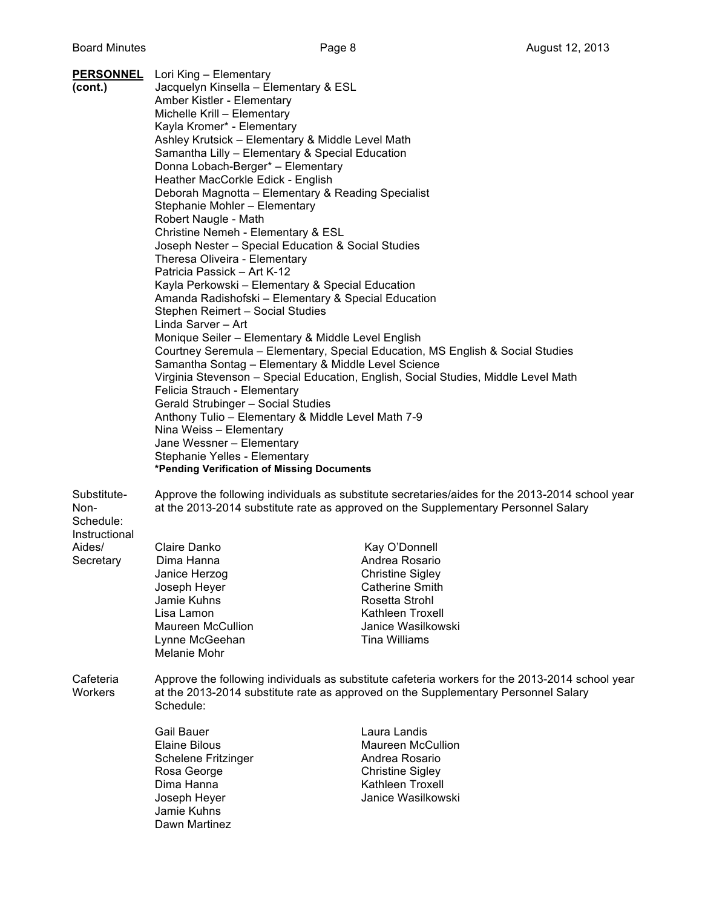**PERSONNEL (cont.)**

Lori King – Elementary
Jacquelyn Kinsella – Elementary & ESL
Amber Kistler - Elementary
Michelle Krill – Elementary
Kayla Kromer* - Elementary
Ashley Krutsick – Elementary & Middle Level Math
Samantha Lilly – Elementary & Special Education
Donna Lobach-Berger* – Elementary
Heather MacCorkle Edick - English
Deborah Magnotta – Elementary & Reading Specialist
Stephanie Mohler – Elementary
Robert Naugle - Math
Christine Nemeh - Elementary & ESL
Joseph Nester – Special Education & Social Studies
Theresa Oliveira - Elementary
Patricia Passick – Art K-12
Kayla Perkowski – Elementary & Special Education
Amanda Radishofski – Elementary & Special Education
Stephen Reimert – Social Studies
Linda Sarver – Art
Monique Seiler – Elementary & Middle Level English
Courtney Seremula – Elementary, Special Education, MS English & Social Studies
Samantha Sontag – Elementary & Middle Level Science
Virginia Stevenson – Special Education, English, Social Studies, Middle Level Math
Felicia Strauch - Elementary
Gerald Strubinger – Social Studies
Anthony Tulio – Elementary & Middle Level Math 7-9
Nina Weiss – Elementary
Jane Wessner – Elementary
Stephanie Yelles - Elementary
**\*Pending Verification of Missing Documents**

Substitute-Non-Schedule: Instructional Aides/ Secretary

Approve the following individuals as substitute secretaries/aides for the 2013-2014 school year at the 2013-2014 substitute rate as approved on the Supplementary Personnel Salary

Claire Danko
Dima Hanna
Janice Herzog
Joseph Heyer
Jamie Kuhns
Lisa Lamon
Maureen McCullion
Lynne McGeehan
Melanie Mohr
Kay O'Donnell
Andrea Rosario
Christine Sigley
Catherine Smith
Rosetta Strohl
Kathleen Troxell
Janice Wasilkowski
Tina Williams

Cafeteria Workers

Approve the following individuals as substitute cafeteria workers for the 2013-2014 school year at the 2013-2014 substitute rate as approved on the Supplementary Personnel Salary Schedule:

Gail Bauer
Elaine Bilous
Schelene Fritzinger
Rosa George
Dima Hanna
Joseph Heyer
Jamie Kuhns
Dawn Martinez
Laura Landis
Maureen McCullion
Andrea Rosario
Christine Sigley
Kathleen Troxell
Janice Wasilkowski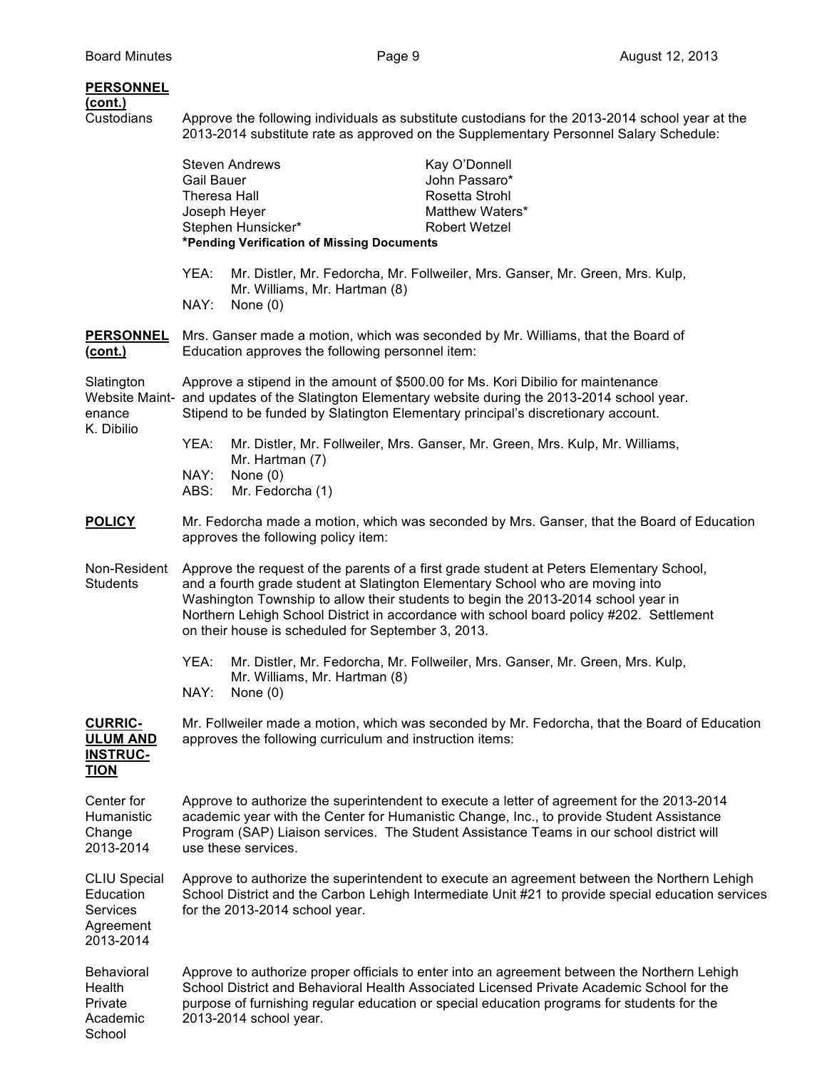**PERSONNEL (cont.)**

Custodians

Approve the following individuals as substitute custodians for the 2013-2014 school year at the 2013-2014 substitute rate as approved on the Supplementary Personnel Salary Schedule:

| | |
|---|---|
| Steven Andrews | Kay O'Donnell |
| Gail Bauer | John Passaro* |
| Theresa Hall | Rosetta Strohl |
| Joseph Heyer | Matthew Waters* |
| Stephen Hunsicker* | Robert Wetzel |

***Pending Verification of Missing Documents**

YEA: Mr. Distler, Mr. Fedorcha, Mr. Follweiler, Mrs. Ganser, Mr. Green, Mrs. Kulp, Mr. Williams, Mr. Hartman (8)
NAY: None (0)

**PERSONNEL (cont.)**

Mrs. Ganser made a motion, which was seconded by Mr. Williams, that the Board of Education approves the following personnel item:

Slatington Website Maintenance K. Dibilio

Approve a stipend in the amount of $500.00 for Ms. Kori Dibilio for maintenance and updates of the Slatington Elementary website during the 2013-2014 school year. Stipend to be funded by Slatington Elementary principal's discretionary account.

YEA: Mr. Distler, Mr. Follweiler, Mrs. Ganser, Mr. Green, Mrs. Kulp, Mr. Williams, Mr. Hartman (7)
NAY: None (0)
ABS: Mr. Fedorcha (1)

**POLICY**

Mr. Fedorcha made a motion, which was seconded by Mrs. Ganser, that the Board of Education approves the following policy item:

Non-Resident Students

Approve the request of the parents of a first grade student at Peters Elementary School, and a fourth grade student at Slatington Elementary School who are moving into Washington Township to allow their students to begin the 2013-2014 school year in Northern Lehigh School District in accordance with school board policy #202. Settlement on their house is scheduled for September 3, 2013.

YEA: Mr. Distler, Mr. Fedorcha, Mr. Follweiler, Mrs. Ganser, Mr. Green, Mrs. Kulp, Mr. Williams, Mr. Hartman (8)
NAY: None (0)

**CURRICULUM AND INSTRUCTION**

Mr. Follweiler made a motion, which was seconded by Mr. Fedorcha, that the Board of Education approves the following curriculum and instruction items:

Center for Humanistic Change 2013-2014

Approve to authorize the superintendent to execute a letter of agreement for the 2013-2014 academic year with the Center for Humanistic Change, Inc., to provide Student Assistance Program (SAP) Liaison services. The Student Assistance Teams in our school district will use these services.

CLIU Special Education Services Agreement 2013-2014

Approve to authorize the superintendent to execute an agreement between the Northern Lehigh School District and the Carbon Lehigh Intermediate Unit #21 to provide special education services for the 2013-2014 school year.

Behavioral Health Private Academic School

Approve to authorize proper officials to enter into an agreement between the Northern Lehigh School District and Behavioral Health Associated Licensed Private Academic School for the purpose of furnishing regular education or special education programs for students for the 2013-2014 school year.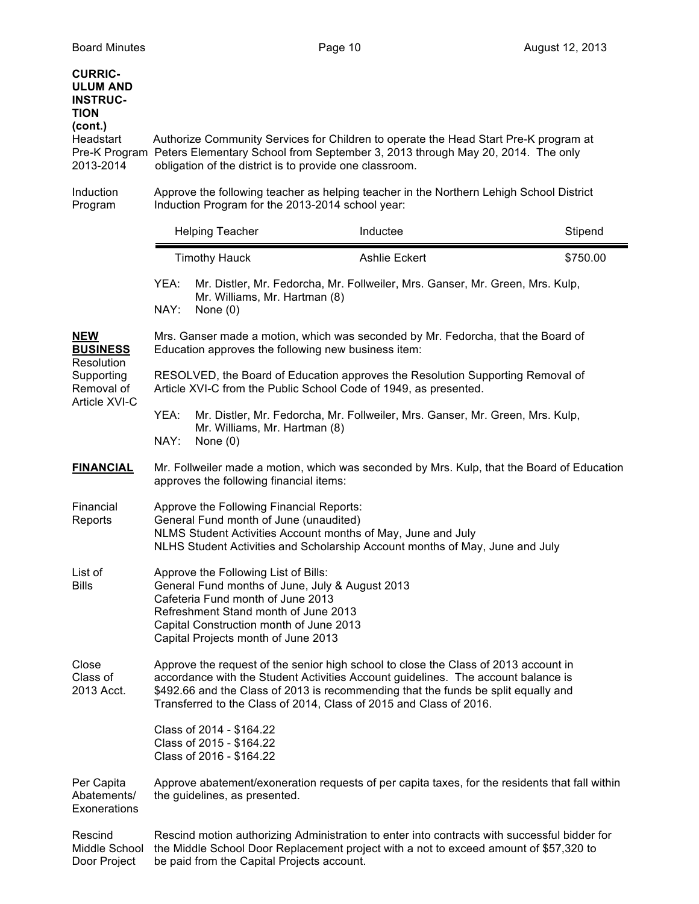**CURRICULUM AND INSTRUCTION (cont.)**

**Headstart Pre-K Program 2013-2014**

Authorize Community Services for Children to operate the Head Start Pre-K program at Peters Elementary School from September 3, 2013 through May 20, 2014. The only obligation of the district is to provide one classroom.

**Induction Program**

Approve the following teacher as helping teacher in the Northern Lehigh School District Induction Program for the 2013-2014 school year:

| Helping Teacher | Inductee | Stipend |
|---|---|---|
| Timothy Hauck | Ashlie Eckert | $750.00 |

YEA: Mr. Distler, Mr. Fedorcha, Mr. Follweiler, Mrs. Ganser, Mr. Green, Mrs. Kulp, Mr. Williams, Mr. Hartman (8)
NAY: None (0)

**NEW BUSINESS**

Mrs. Ganser made a motion, which was seconded by Mr. Fedorcha, that the Board of Education approves the following new business item:

**Resolution Supporting Removal of Article XVI-C**

RESOLVED, the Board of Education approves the Resolution Supporting Removal of Article XVI-C from the Public School Code of 1949, as presented.

YEA: Mr. Distler, Mr. Fedorcha, Mr. Follweiler, Mrs. Ganser, Mr. Green, Mrs. Kulp, Mr. Williams, Mr. Hartman (8)
NAY: None (0)

**FINANCIAL**

Mr. Follweiler made a motion, which was seconded by Mrs. Kulp, that the Board of Education approves the following financial items:

**Financial Reports**

Approve the Following Financial Reports:
General Fund month of June (unaudited)
NLMS Student Activities Account months of May, June and July
NLHS Student Activities and Scholarship Account months of May, June and July

**List of Bills**

Approve the Following List of Bills:
General Fund months of June, July & August 2013
Cafeteria Fund month of June 2013
Refreshment Stand month of June 2013
Capital Construction month of June 2013
Capital Projects month of June 2013

**Close Class of 2013 Acct.**

Approve the request of the senior high school to close the Class of 2013 account in accordance with the Student Activities Account guidelines. The account balance is $492.66 and the Class of 2013 is recommending that the funds be split equally and Transferred to the Class of 2014, Class of 2015 and Class of 2016.

Class of 2014 - $164.22
Class of 2015 - $164.22
Class of 2016 - $164.22

**Per Capita Abatements/ Exonerations**

Approve abatement/exoneration requests of per capita taxes, for the residents that fall within the guidelines, as presented.

**Rescind Middle School Door Project**

Rescind motion authorizing Administration to enter into contracts with successful bidder for the Middle School Door Replacement project with a not to exceed amount of $57,320 to be paid from the Capital Projects account.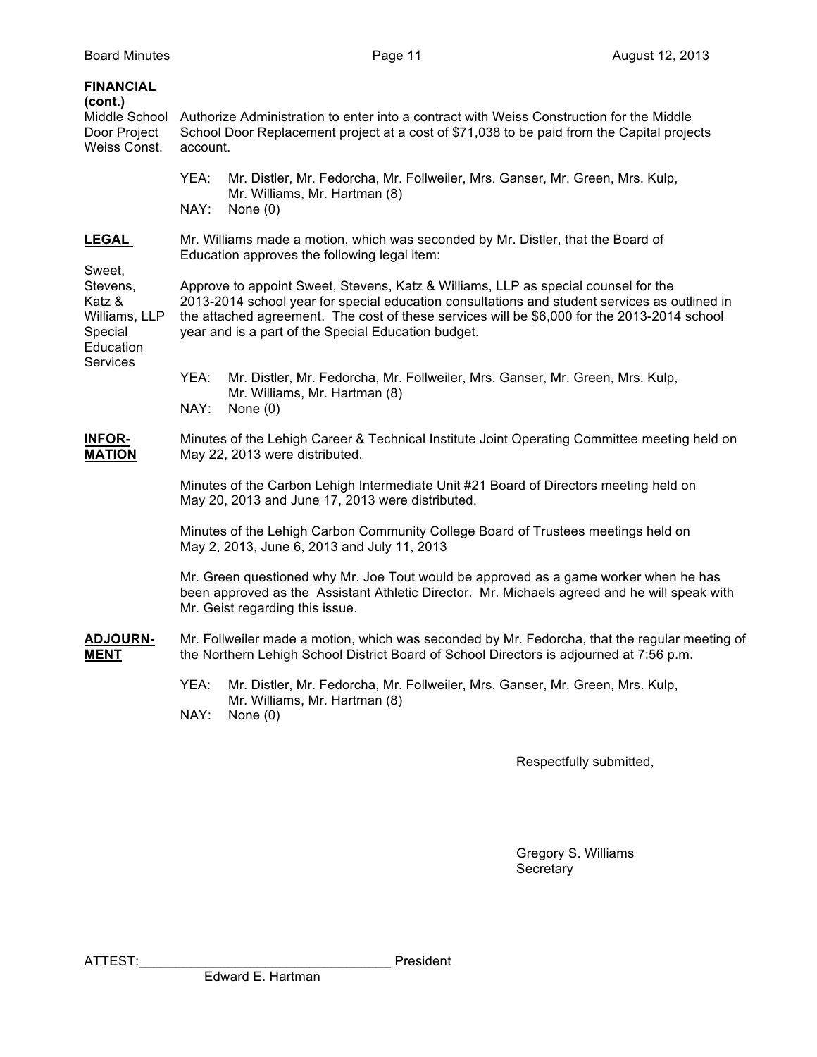**FINANCIAL (cont.)**

Middle School Door Project Weiss Const.

Authorize Administration to enter into a contract with Weiss Construction for the Middle School Door Replacement project at a cost of $71,038 to be paid from the Capital projects account.

YEA: Mr. Distler, Mr. Fedorcha, Mr. Follweiler, Mrs. Ganser, Mr. Green, Mrs. Kulp, Mr. Williams, Mr. Hartman (8)
NAY: None (0)

**LEGAL**

Mr. Williams made a motion, which was seconded by Mr. Distler, that the Board of Education approves the following legal item:

Sweet, Stevens, Katz & Williams, LLP Special Education Services

Approve to appoint Sweet, Stevens, Katz & Williams, LLP as special counsel for the 2013-2014 school year for special education consultations and student services as outlined in the attached agreement. The cost of these services will be $6,000 for the 2013-2014 school year and is a part of the Special Education budget.

YEA: Mr. Distler, Mr. Fedorcha, Mr. Follweiler, Mrs. Ganser, Mr. Green, Mrs. Kulp, Mr. Williams, Mr. Hartman (8)
NAY: None (0)

**INFORMATION**

Minutes of the Lehigh Career & Technical Institute Joint Operating Committee meeting held on May 22, 2013 were distributed.

Minutes of the Carbon Lehigh Intermediate Unit #21 Board of Directors meeting held on May 20, 2013 and June 17, 2013 were distributed.

Minutes of the Lehigh Carbon Community College Board of Trustees meetings held on May 2, 2013, June 6, 2013 and July 11, 2013

Mr. Green questioned why Mr. Joe Tout would be approved as a game worker when he has been approved as the Assistant Athletic Director. Mr. Michaels agreed and he will speak with Mr. Geist regarding this issue.

**ADJOURNMENT**

Mr. Follweiler made a motion, which was seconded by Mr. Fedorcha, that the regular meeting of the Northern Lehigh School District Board of School Directors is adjourned at 7:56 p.m.

YEA: Mr. Distler, Mr. Fedorcha, Mr. Follweiler, Mrs. Ganser, Mr. Green, Mrs. Kulp, Mr. Williams, Mr. Hartman (8)
NAY: None (0)

Respectfully submitted,

Gregory S. Williams
Secretary

ATTEST:__________________________________ President
Edward E. Hartman